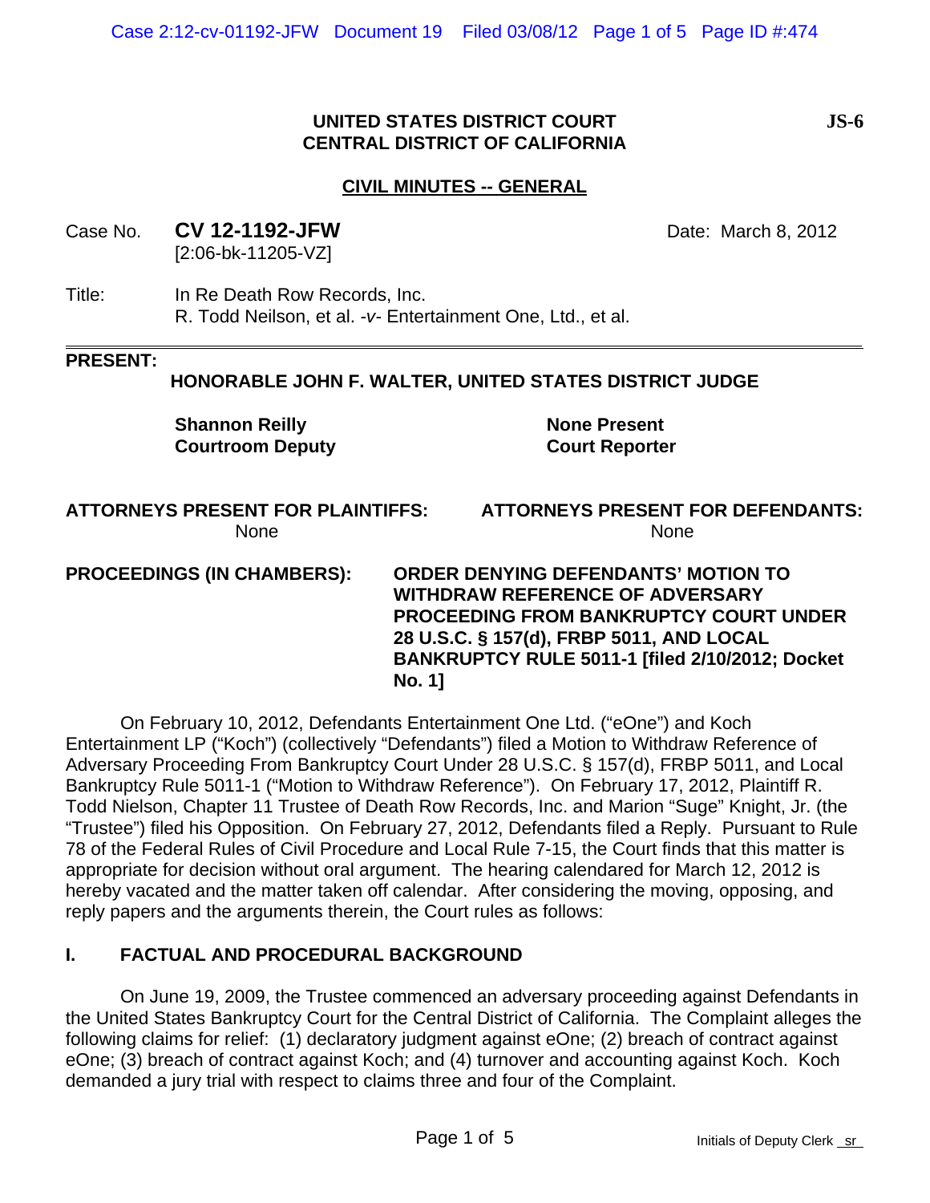**UNITED STATES DISTRICT COURT**
**CENTRAL DISTRICT OF CALIFORNIA**

**JS-6**

**CIVIL MINUTES -- GENERAL**

Case No. **CV 12-1192-JFW** [2:06-bk-11205-VZ]

Date: March 8, 2012

Title: In Re Death Row Records, Inc.
R. Todd Neilson, et al. -*v*- Entertainment One, Ltd., et al.

**PRESENT:**

**HONORABLE JOHN F. WALTER, UNITED STATES DISTRICT JUDGE**

| | |
|---|---|
| **Shannon Reilly** | **None Present** |
| **Courtroom Deputy** | **Court Reporter** |

| **ATTORNEYS PRESENT FOR PLAINTIFFS:** | **ATTORNEYS PRESENT FOR DEFENDANTS:** |
|---|---|
| None | None |

**PROCEEDINGS (IN CHAMBERS):** **ORDER DENYING DEFENDANTS' MOTION TO WITHDRAW REFERENCE OF ADVERSARY PROCEEDING FROM BANKRUPTCY COURT UNDER 28 U.S.C. § 157(d), FRBP 5011, AND LOCAL BANKRUPTCY RULE 5011-1 [filed 2/10/2012; Docket No. 1]**

On February 10, 2012, Defendants Entertainment One Ltd. ("eOne") and Koch Entertainment LP ("Koch") (collectively "Defendants") filed a Motion to Withdraw Reference of Adversary Proceeding From Bankruptcy Court Under 28 U.S.C. § 157(d), FRBP 5011, and Local Bankruptcy Rule 5011-1 ("Motion to Withdraw Reference"). On February 17, 2012, Plaintiff R. Todd Nielson, Chapter 11 Trustee of Death Row Records, Inc. and Marion "Suge" Knight, Jr. (the "Trustee") filed his Opposition. On February 27, 2012, Defendants filed a Reply. Pursuant to Rule 78 of the Federal Rules of Civil Procedure and Local Rule 7-15, the Court finds that this matter is appropriate for decision without oral argument. The hearing calendared for March 12, 2012 is hereby vacated and the matter taken off calendar. After considering the moving, opposing, and reply papers and the arguments therein, the Court rules as follows:

## I. FACTUAL AND PROCEDURAL BACKGROUND

On June 19, 2009, the Trustee commenced an adversary proceeding against Defendants in the United States Bankruptcy Court for the Central District of California. The Complaint alleges the following claims for relief: (1) declaratory judgment against eOne; (2) breach of contract against eOne; (3) breach of contract against Koch; and (4) turnover and accounting against Koch. Koch demanded a jury trial with respect to claims three and four of the Complaint.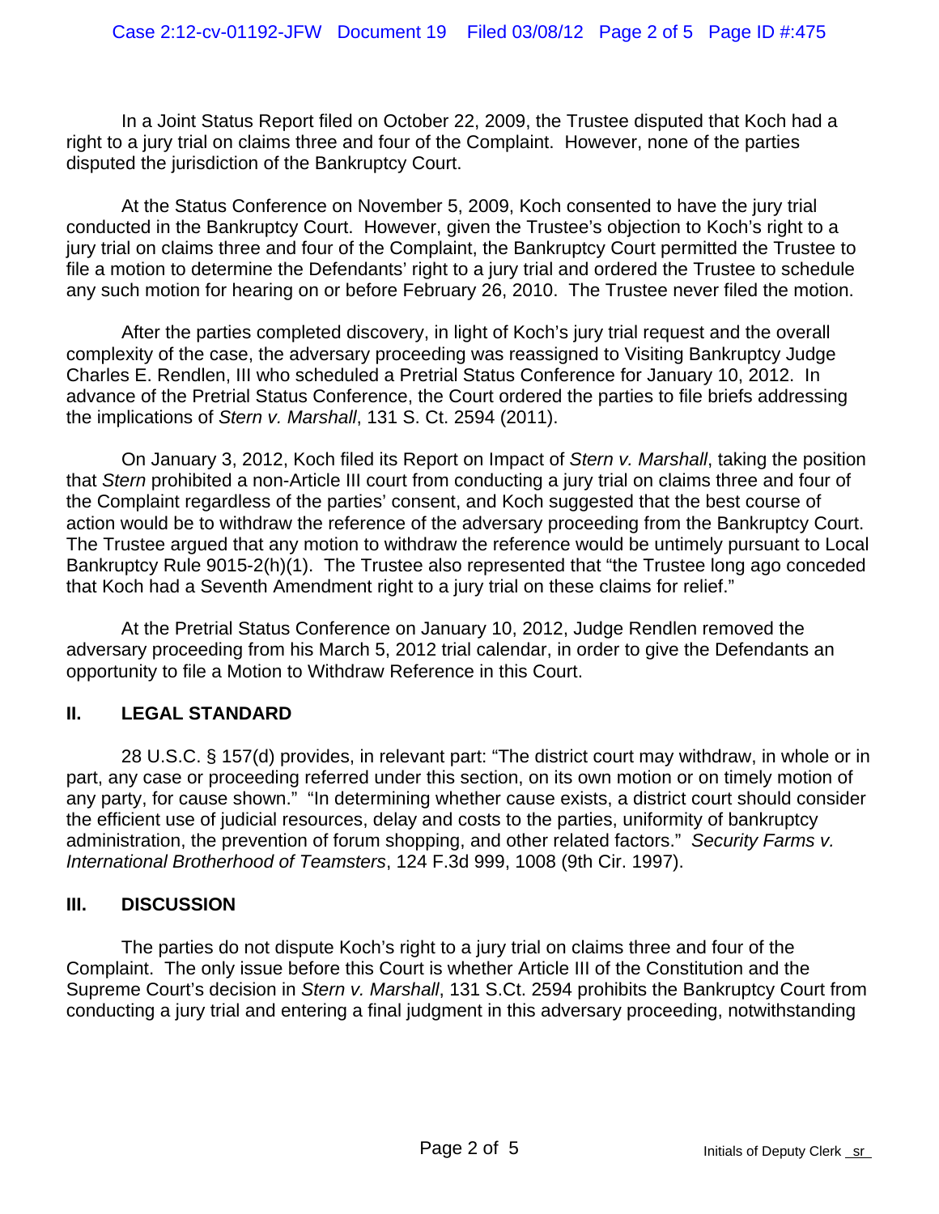In a Joint Status Report filed on October 22, 2009, the Trustee disputed that Koch had a right to a jury trial on claims three and four of the Complaint. However, none of the parties disputed the jurisdiction of the Bankruptcy Court.

At the Status Conference on November 5, 2009, Koch consented to have the jury trial conducted in the Bankruptcy Court. However, given the Trustee's objection to Koch's right to a jury trial on claims three and four of the Complaint, the Bankruptcy Court permitted the Trustee to file a motion to determine the Defendants' right to a jury trial and ordered the Trustee to schedule any such motion for hearing on or before February 26, 2010. The Trustee never filed the motion.

After the parties completed discovery, in light of Koch's jury trial request and the overall complexity of the case, the adversary proceeding was reassigned to Visiting Bankruptcy Judge Charles E. Rendlen, III who scheduled a Pretrial Status Conference for January 10, 2012. In advance of the Pretrial Status Conference, the Court ordered the parties to file briefs addressing the implications of *Stern v. Marshall*, 131 S. Ct. 2594 (2011).

On January 3, 2012, Koch filed its Report on Impact of *Stern v. Marshall*, taking the position that *Stern* prohibited a non-Article III court from conducting a jury trial on claims three and four of the Complaint regardless of the parties' consent, and Koch suggested that the best course of action would be to withdraw the reference of the adversary proceeding from the Bankruptcy Court. The Trustee argued that any motion to withdraw the reference would be untimely pursuant to Local Bankruptcy Rule 9015-2(h)(1). The Trustee also represented that "the Trustee long ago conceded that Koch had a Seventh Amendment right to a jury trial on these claims for relief."

At the Pretrial Status Conference on January 10, 2012, Judge Rendlen removed the adversary proceeding from his March 5, 2012 trial calendar, in order to give the Defendants an opportunity to file a Motion to Withdraw Reference in this Court.

## II. LEGAL STANDARD

28 U.S.C. § 157(d) provides, in relevant part: "The district court may withdraw, in whole or in part, any case or proceeding referred under this section, on its own motion or on timely motion of any party, for cause shown." "In determining whether cause exists, a district court should consider the efficient use of judicial resources, delay and costs to the parties, uniformity of bankruptcy administration, the prevention of forum shopping, and other related factors." *Security Farms v. International Brotherhood of Teamsters*, 124 F.3d 999, 1008 (9th Cir. 1997).

## III. DISCUSSION

The parties do not dispute Koch's right to a jury trial on claims three and four of the Complaint. The only issue before this Court is whether Article III of the Constitution and the Supreme Court's decision in *Stern v. Marshall*, 131 S.Ct. 2594 prohibits the Bankruptcy Court from conducting a jury trial and entering a final judgment in this adversary proceeding, notwithstanding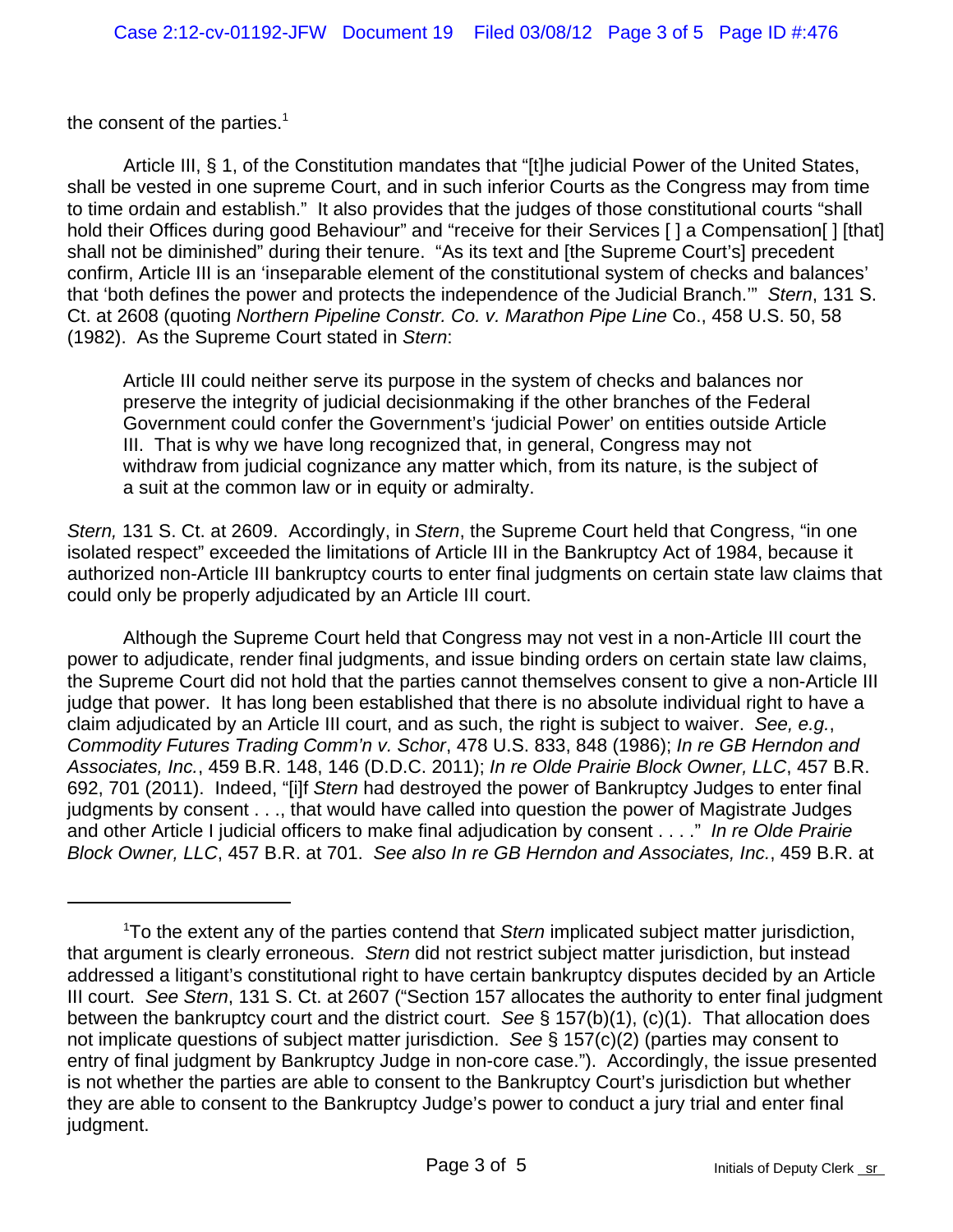the consent of the parties.[1]

Article III, § 1, of the Constitution mandates that "[t]he judicial Power of the United States, shall be vested in one supreme Court, and in such inferior Courts as the Congress may from time to time ordain and establish." It also provides that the judges of those constitutional courts "shall hold their Offices during good Behaviour" and "receive for their Services [ ] a Compensation[ ] [that] shall not be diminished" during their tenure. "As its text and [the Supreme Court's] precedent confirm, Article III is an 'inseparable element of the constitutional system of checks and balances' that 'both defines the power and protects the independence of the Judicial Branch.'" *Stern*, 131 S. Ct. at 2608 (quoting *Northern Pipeline Constr. Co. v. Marathon Pipe Line* Co., 458 U.S. 50, 58 (1982). As the Supreme Court stated in *Stern*:

> Article III could neither serve its purpose in the system of checks and balances nor preserve the integrity of judicial decisionmaking if the other branches of the Federal Government could confer the Government's 'judicial Power' on entities outside Article III. That is why we have long recognized that, in general, Congress may not withdraw from judicial cognizance any matter which, from its nature, is the subject of a suit at the common law or in equity or admiralty.

*Stern,* 131 S. Ct. at 2609. Accordingly, in *Stern*, the Supreme Court held that Congress, "in one isolated respect" exceeded the limitations of Article III in the Bankruptcy Act of 1984, because it authorized non-Article III bankruptcy courts to enter final judgments on certain state law claims that could only be properly adjudicated by an Article III court.

Although the Supreme Court held that Congress may not vest in a non-Article III court the power to adjudicate, render final judgments, and issue binding orders on certain state law claims, the Supreme Court did not hold that the parties cannot themselves consent to give a non-Article III judge that power. It has long been established that there is no absolute individual right to have a claim adjudicated by an Article III court, and as such, the right is subject to waiver. *See, e.g.*, *Commodity Futures Trading Comm'n v. Schor*, 478 U.S. 833, 848 (1986); *In re GB Herndon and Associates, Inc.*, 459 B.R. 148, 146 (D.D.C. 2011); *In re Olde Prairie Block Owner, LLC*, 457 B.R. 692, 701 (2011). Indeed, "[i]f *Stern* had destroyed the power of Bankruptcy Judges to enter final judgments by consent . . ., that would have called into question the power of Magistrate Judges and other Article I judicial officers to make final adjudication by consent . . . ." *In re Olde Prairie Block Owner, LLC*, 457 B.R. at 701. *See also In re GB Herndon and Associates, Inc.*, 459 B.R. at

---

[1] To the extent any of the parties contend that *Stern* implicated subject matter jurisdiction, that argument is clearly erroneous. *Stern* did not restrict subject matter jurisdiction, but instead addressed a litigant's constitutional right to have certain bankruptcy disputes decided by an Article III court. *See Stern*, 131 S. Ct. at 2607 ("Section 157 allocates the authority to enter final judgment between the bankruptcy court and the district court. *See* § 157(b)(1), (c)(1). That allocation does not implicate questions of subject matter jurisdiction. *See* § 157(c)(2) (parties may consent to entry of final judgment by Bankruptcy Judge in non-core case."). Accordingly, the issue presented is not whether the parties are able to consent to the Bankruptcy Court's jurisdiction but whether they are able to consent to the Bankruptcy Judge's power to conduct a jury trial and enter final judgment.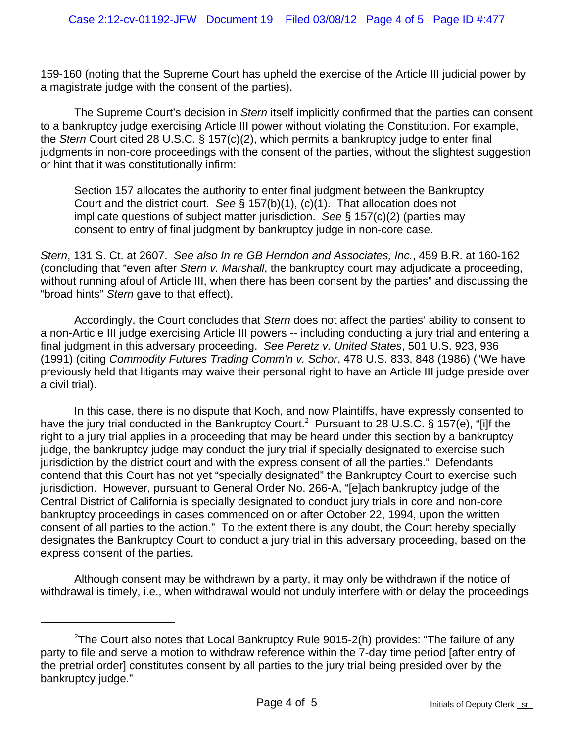159-160 (noting that the Supreme Court has upheld the exercise of the Article III judicial power by a magistrate judge with the consent of the parties).

The Supreme Court's decision in *Stern* itself implicitly confirmed that the parties can consent to a bankruptcy judge exercising Article III power without violating the Constitution. For example, the *Stern* Court cited 28 U.S.C. § 157(c)(2), which permits a bankruptcy judge to enter final judgments in non-core proceedings with the consent of the parties, without the slightest suggestion or hint that it was constitutionally infirm:

> Section 157 allocates the authority to enter final judgment between the Bankruptcy Court and the district court. *See* § 157(b)(1), (c)(1). That allocation does not implicate questions of subject matter jurisdiction. *See* § 157(c)(2) (parties may consent to entry of final judgment by bankruptcy judge in non-core case.

*Stern*, 131 S. Ct. at 2607. *See also In re GB Herndon and Associates, Inc.*, 459 B.R. at 160-162 (concluding that "even after *Stern v. Marshall*, the bankruptcy court may adjudicate a proceeding, without running afoul of Article III, when there has been consent by the parties" and discussing the "broad hints" *Stern* gave to that effect).

Accordingly, the Court concludes that *Stern* does not affect the parties' ability to consent to a non-Article III judge exercising Article III powers -- including conducting a jury trial and entering a final judgment in this adversary proceeding. *See Peretz v. United States*, 501 U.S. 923, 936 (1991) (citing *Commodity Futures Trading Comm'n v. Schor*, 478 U.S. 833, 848 (1986) ("We have previously held that litigants may waive their personal right to have an Article III judge preside over a civil trial).

In this case, there is no dispute that Koch, and now Plaintiffs, have expressly consented to have the jury trial conducted in the Bankruptcy Court.[2] Pursuant to 28 U.S.C. § 157(e), "[i]f the right to a jury trial applies in a proceeding that may be heard under this section by a bankruptcy judge, the bankruptcy judge may conduct the jury trial if specially designated to exercise such jurisdiction by the district court and with the express consent of all the parties." Defendants contend that this Court has not yet "specially designated" the Bankruptcy Court to exercise such jurisdiction. However, pursuant to General Order No. 266-A, "[e]ach bankruptcy judge of the Central District of California is specially designated to conduct jury trials in core and non-core bankruptcy proceedings in cases commenced on or after October 22, 1994, upon the written consent of all parties to the action." To the extent there is any doubt, the Court hereby specially designates the Bankruptcy Court to conduct a jury trial in this adversary proceeding, based on the express consent of the parties.

Although consent may be withdrawn by a party, it may only be withdrawn if the notice of withdrawal is timely, i.e., when withdrawal would not unduly interfere with or delay the proceedings

---

[2] The Court also notes that Local Bankruptcy Rule 9015-2(h) provides: "The failure of any party to file and serve a motion to withdraw reference within the 7-day time period [after entry of the pretrial order] constitutes consent by all parties to the jury trial being presided over by the bankruptcy judge."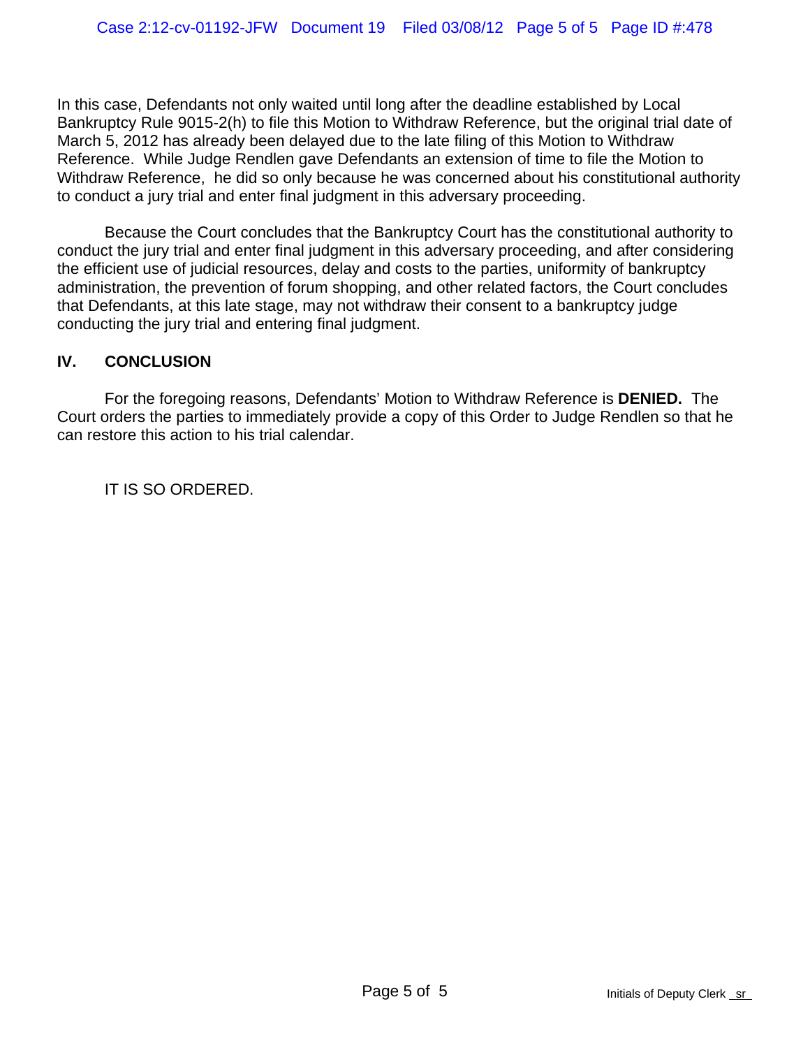In this case, Defendants not only waited until long after the deadline established by Local Bankruptcy Rule 9015-2(h) to file this Motion to Withdraw Reference, but the original trial date of March 5, 2012 has already been delayed due to the late filing of this Motion to Withdraw Reference. While Judge Rendlen gave Defendants an extension of time to file the Motion to Withdraw Reference, he did so only because he was concerned about his constitutional authority to conduct a jury trial and enter final judgment in this adversary proceeding.

Because the Court concludes that the Bankruptcy Court has the constitutional authority to conduct the jury trial and enter final judgment in this adversary proceeding, and after considering the efficient use of judicial resources, delay and costs to the parties, uniformity of bankruptcy administration, the prevention of forum shopping, and other related factors, the Court concludes that Defendants, at this late stage, may not withdraw their consent to a bankruptcy judge conducting the jury trial and entering final judgment.

## IV. CONCLUSION

For the foregoing reasons, Defendants' Motion to Withdraw Reference is **DENIED.** The Court orders the parties to immediately provide a copy of this Order to Judge Rendlen so that he can restore this action to his trial calendar.

IT IS SO ORDERED.

Initials of Deputy Clerk sr